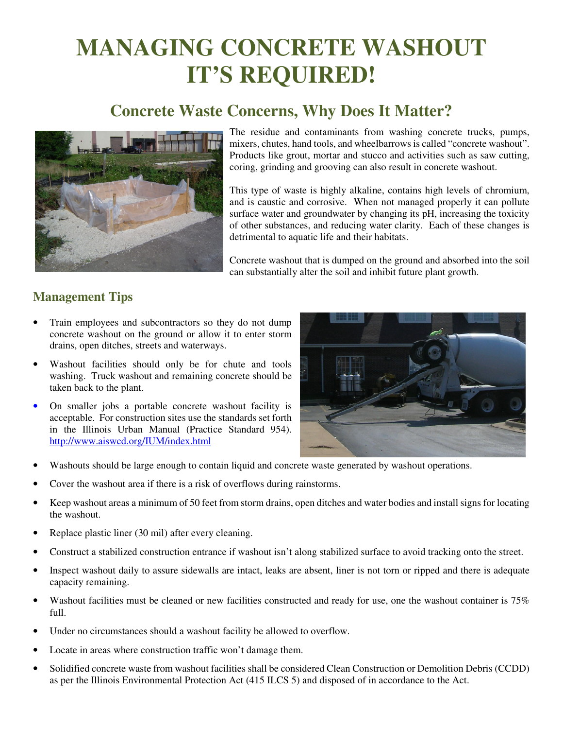# MANAGING CONCRETE WASHOUT IT'S REQUIRED!

## Concrete Waste Concerns, Why Does It Matter?

The residue and contaminants from washing concrete trucks, pumps, mixers, chutes, hand tools, and wheelbarrows is called "concrete washout". Products like grout, mortar and stucco and activities such as saw cutting, coring, grinding and grooving can also result in concrete washout.

This type of waste is highly alkaline, contains high levels of chromium, and is caustic and corrosive. When not managed properly it can pollute surface water and groundwater by changing its pH, increasing the toxicity of other substances, and reducing water clarity. Each of these changes is detrimental to aquatic life and their habitats.

Concrete washout that is dumped on the ground and absorbed into the soil can substantially alter the soil and inhibit future plant growth.

### Management Tips

- Train employees and subcontractors so they do not dump concrete washout on the ground or allow it to enter storm drains, open ditches, streets and waterways.
- Washout facilities should only be for chute and tools washing. Truck washout and remaining concrete should be taken back to the plant.
- On smaller jobs a portable concrete washout facility is acceptable. For construction sites use the standards set forth in the Illinois Urban Manual (Practice Standard 954). http://www.aiswcd.org/IUM/index.html
- Washouts should be large enough to contain liquid and concrete waste generated by washout operations.
- Cover the washout area if there is a risk of overflows during rainstorms.
- Keep washout areas a minimum of 50 feet from storm drains, open ditches and water bodies and install signs for locating the washout.
- Replace plastic liner (30 mil) after every cleaning.
- Construct a stabilized construction entrance if washout isn't along stabilized surface to avoid tracking onto the street.
- Inspect washout daily to assure sidewalls are intact, leaks are absent, liner is not torn or ripped and there is adequate capacity remaining.
- Washout facilities must be cleaned or new facilities constructed and ready for use, one the washout container is 75% full.
- Under no circumstances should a washout facility be allowed to overflow.
- Locate in areas where construction traffic won't damage them.
- Solidified concrete waste from washout facilities shall be considered Clean Construction or Demolition Debris (CCDD) as per the Illinois Environmental Protection Act (415 ILCS 5) and disposed of in accordance to the Act.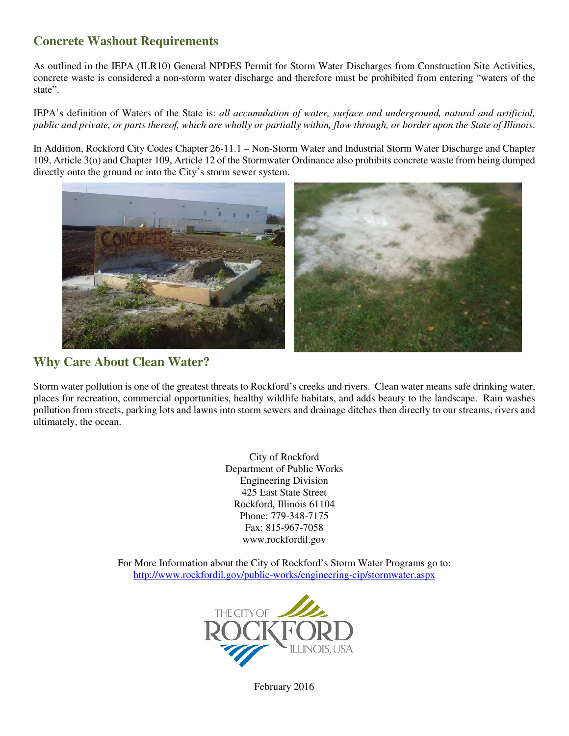## Concrete Washout Requirements

As outlined in the IEPA (ILR10) General NPDES Permit for Storm Water Discharges from Construction Site Activities, concrete waste is considered a non-storm water discharge and therefore must be prohibited from entering "waters of the state".

IEPA's definition of Waters of the State is: *all accumulation of water, surface and underground, natural and artificial, public and private, or parts thereof, which are wholly or partially within, flow through, or border upon the State of Illinois*.

In Addition, Rockford City Codes Chapter 26-11.1 – Non-Storm Water and Industrial Storm Water Discharge and Chapter 109, Article 3(o) and Chapter 109, Article 12 of the Stormwater Ordinance also prohibits concrete waste from being dumped directly onto the ground or into the City's storm sewer system.

## Why Care About Clean Water?

Storm water pollution is one of the greatest threats to Rockford's creeks and rivers. Clean water means safe drinking water, places for recreation, commercial opportunities, healthy wildlife habitats, and adds beauty to the landscape. Rain washes pollution from streets, parking lots and lawns into storm sewers and drainage ditches then directly to our streams, rivers and ultimately, the ocean.

City of Rockford
Department of Public Works
Engineering Division
425 East State Street
Rockford, Illinois 61104
Phone: 779-348-7175
Fax: 815-967-7058
www.rockfordil.gov

For More Information about the City of Rockford's Storm Water Programs go to:
http://www.rockfordil.gov/public-works/engineering-cip/stormwater.aspx

THE CITY OF ROCKFORD ILLINOIS, USA

February 2016